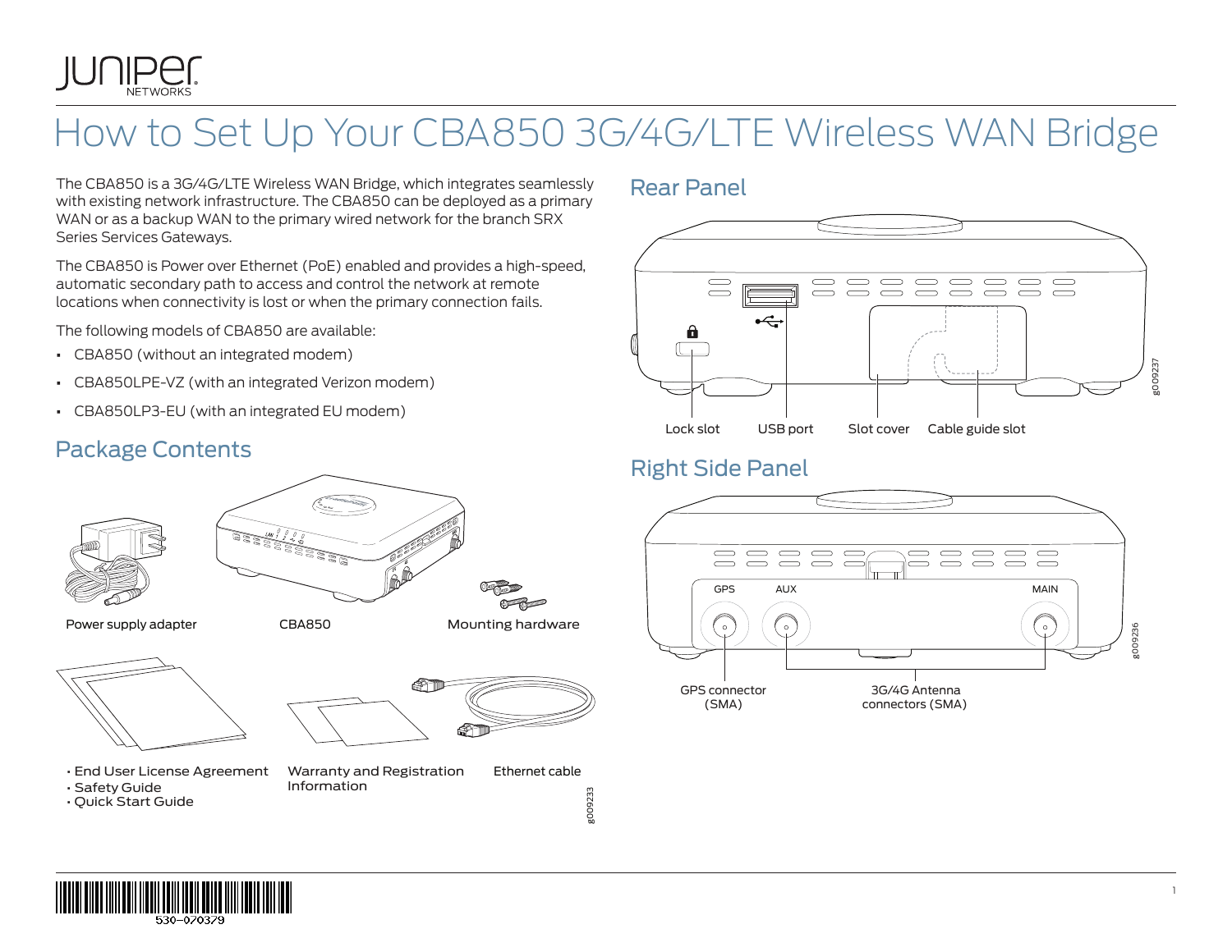# How to Set Up Your CBA850 3G/4G/LTE Wireless WAN Bridge

The CBA850 is a 3G/4G/LTE Wireless WAN Bridge, which integrates seamlessly with existing network infrastructure. The CBA850 can be deployed as a primary WAN or as a backup WAN to the primary wired network for the branch SRX Series Services Gateways.

The CBA850 is Power over Ethernet (PoE) enabled and provides a high-speed, automatic secondary path to access and control the network at remote locations when connectivity is lost or when the primary connection fails.

The following models of CBA850 are available:

- CBA850 (without an integrated modem)
- CBA850LPE-VZ (with an integrated Verizon modem)
- CBA850LP3-EU (with an integrated EU modem)

## Package Contents

Power supply adapter

CBA850

Mounting hardware

- End User License Agreement
- Safety Guide
- Quick Start Guide

Warranty and Registration Information

Ethernet cable

g009233

## Rear Panel

Lock slot

USB port

Slot cover

Cable guide slot

g009237

## Right Side Panel

GPS

AUX

MAIN

GPS connector (SMA)

3G/4G Antenna connectors (SMA)

g009236

530-070379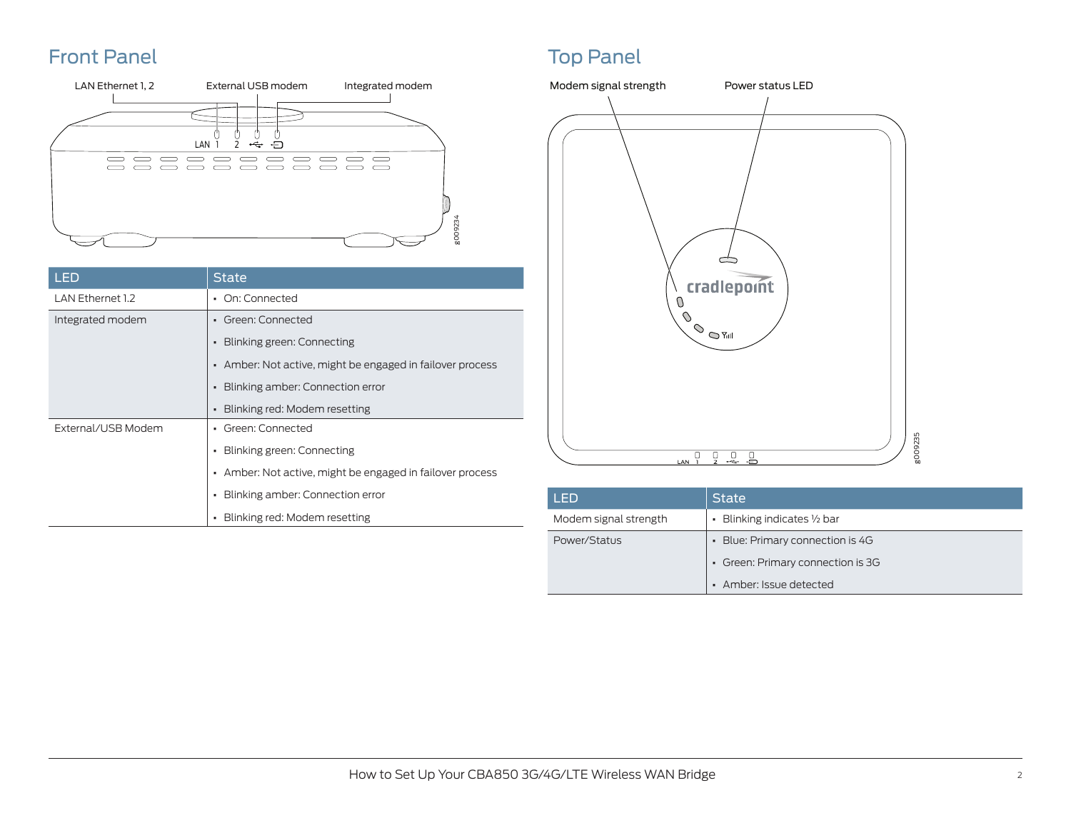## Front Panel

LAN Ethernet 1, 2 | External USB modem | Integrated modem

| LED | State |
|---|---|
| LAN Ethernet 1.2 | • On: Connected |
| Integrated modem | • Green: Connected<br>• Blinking green: Connecting<br>• Amber: Not active, might be engaged in failover process<br>• Blinking amber: Connection error<br>• Blinking red: Modem resetting |
| External/USB Modem | • Green: Connected<br>• Blinking green: Connecting<br>• Amber: Not active, might be engaged in failover process<br>• Blinking amber: Connection error<br>• Blinking red: Modem resetting |

## Top Panel

Modem signal strength | Power status LED

| LED | State |
|---|---|
| Modem signal strength | • Blinking indicates ½ bar |
| Power/Status | • Blue: Primary connection is 4G<br>• Green: Primary connection is 3G<br>• Amber: Issue detected |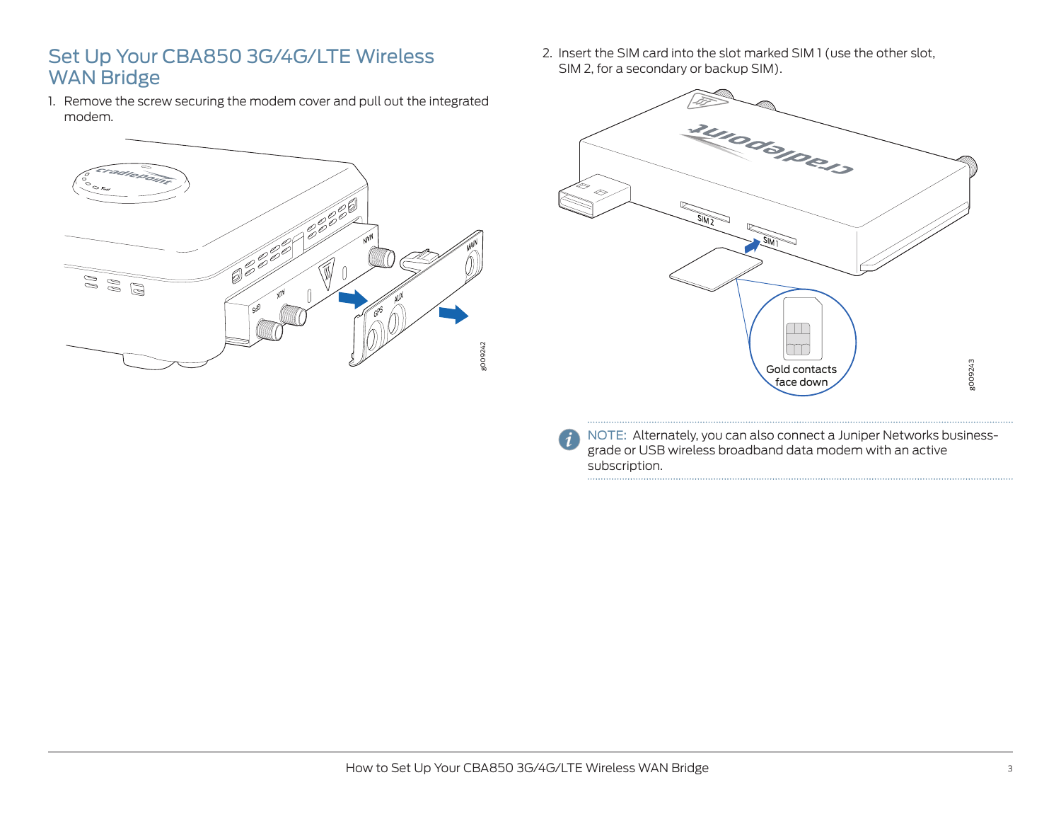# Set Up Your CBA850 3G/4G/LTE Wireless WAN Bridge

1. Remove the screw securing the modem cover and pull out the integrated modem.

2. Insert the SIM card into the slot marked SIM 1 (use the other slot, SIM 2, for a secondary or backup SIM).

NOTE: Alternately, you can also connect a Juniper Networks business-grade or USB wireless broadband data modem with an active subscription.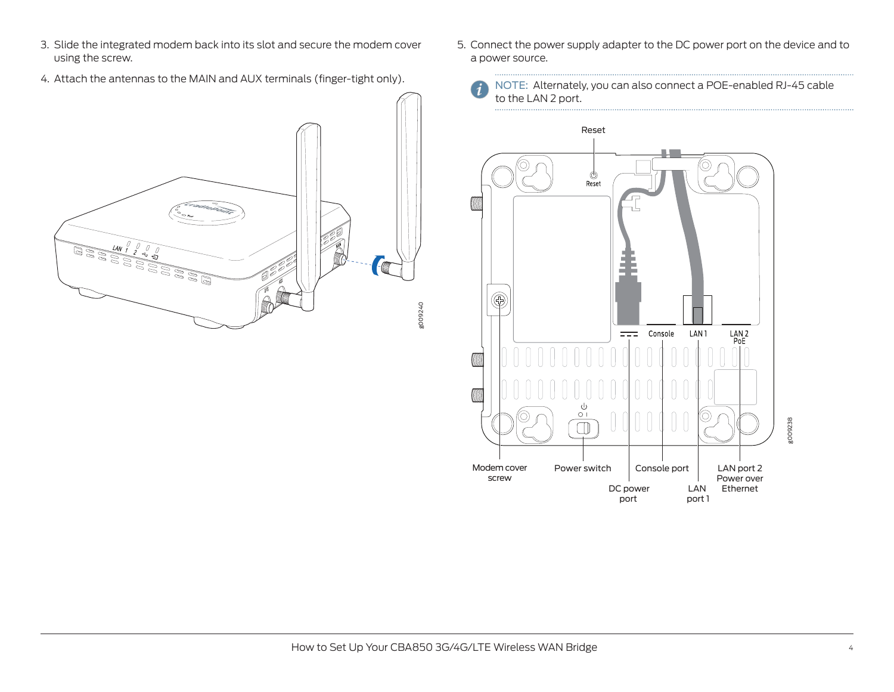3. Slide the integrated modem back into its slot and secure the modem cover using the screw.
4. Attach the antennas to the MAIN and AUX terminals (finger-tight only).
5. Connect the power supply adapter to the DC power port on the device and to a power source.

NOTE: Alternately, you can also connect a POE-enabled RJ-45 cable to the LAN 2 port.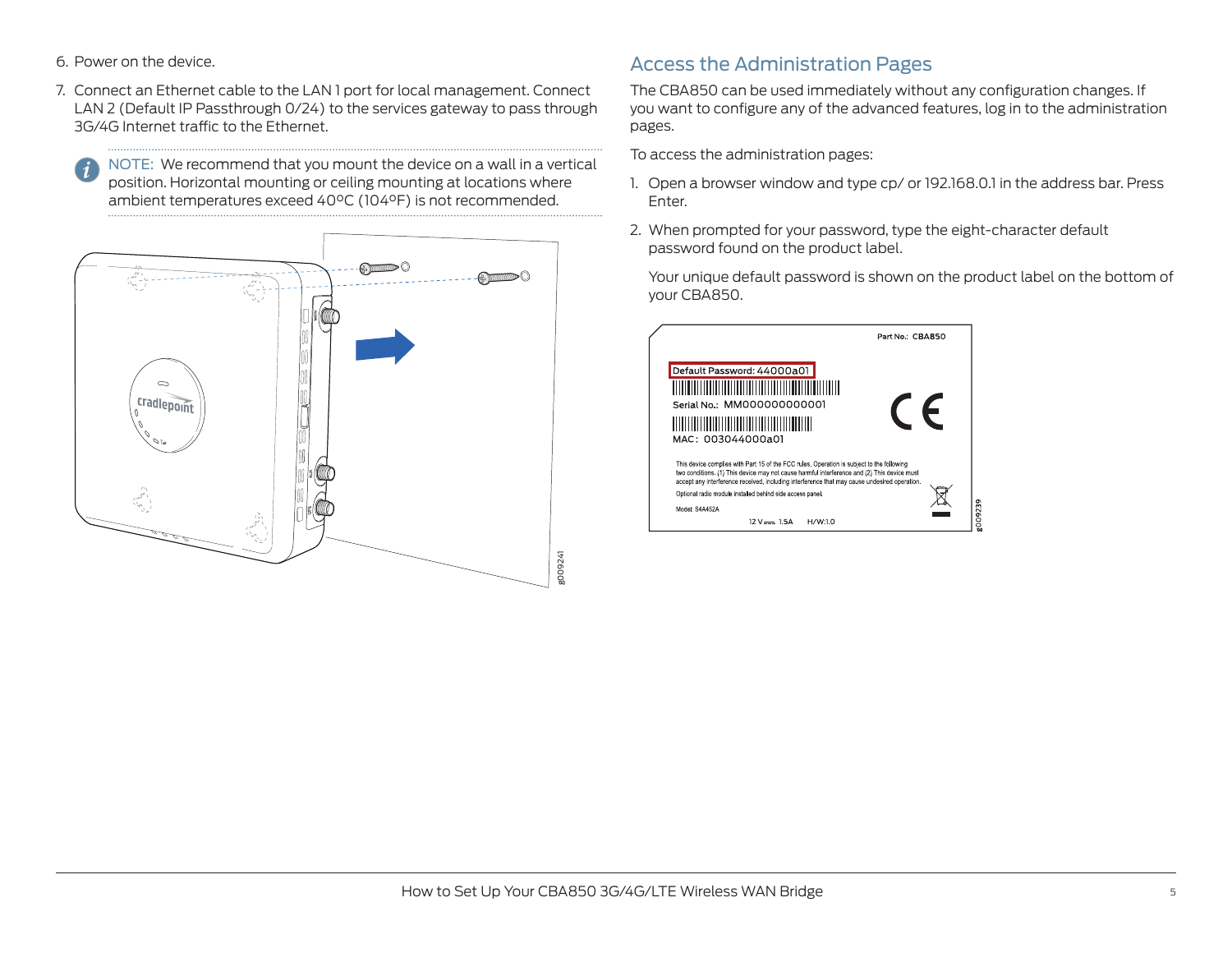6. Power on the device.
7. Connect an Ethernet cable to the LAN 1 port for local management. Connect LAN 2 (Default IP Passthrough 0/24) to the services gateway to pass through 3G/4G Internet traffic to the Ethernet.

NOTE: We recommend that you mount the device on a wall in a vertical position. Horizontal mounting or ceiling mounting at locations where ambient temperatures exceed 40ºC (104ºF) is not recommended.

## Access the Administration Pages

The CBA850 can be used immediately without any configuration changes. If you want to configure any of the advanced features, log in to the administration pages.

To access the administration pages:

1. Open a browser window and type cp/ or 192.168.0.1 in the address bar. Press Enter.
2. When prompted for your password, type the eight-character default password found on the product label.

   Your unique default password is shown on the product label on the bottom of your CBA850.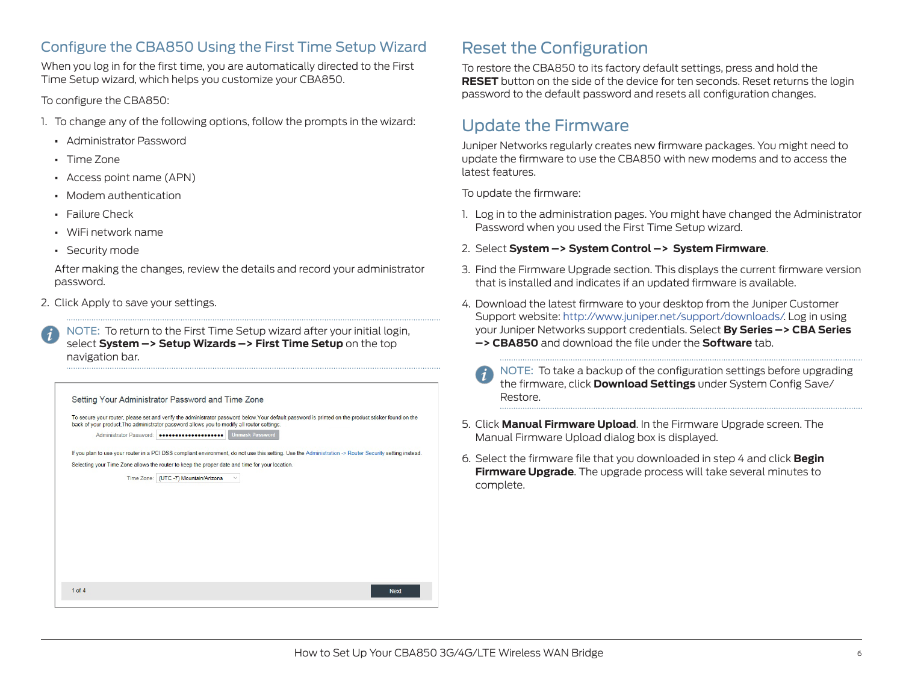## Configure the CBA850 Using the First Time Setup Wizard

When you log in for the first time, you are automatically directed to the First Time Setup wizard, which helps you customize your CBA850.

To configure the CBA850:

1. To change any of the following options, follow the prompts in the wizard:
   - Administrator Password
   - Time Zone
   - Access point name (APN)
   - Modem authentication
   - Failure Check
   - WiFi network name
   - Security mode

   After making the changes, review the details and record your administrator password.

2. Click Apply to save your settings.

NOTE: To return to the First Time Setup wizard after your initial login, select **System –> Setup Wizards –> First Time Setup** on the top navigation bar.

Setting Your Administrator Password and Time Zone

To secure your router, please set and verify the administrator password below. Your default password is printed on the product sticker found on the back of your product. The administrator password allows you to modify all router settings.

Administrator Password: •••••••••••••••••••• Unmask Password

If you plan to use your router in a PCI DSS compliant environment, do not use this setting. Use the Administration -> Router Security setting instead.

Selecting your Time Zone allows the router to keep the proper date and time for your location.

Time Zone: (UTC -7) Mountain/Arizona

1 of 4 Next

## Reset the Configuration

To restore the CBA850 to its factory default settings, press and hold the **RESET** button on the side of the device for ten seconds. Reset returns the login password to the default password and resets all configuration changes.

## Update the Firmware

Juniper Networks regularly creates new firmware packages. You might need to update the firmware to use the CBA850 with new modems and to access the latest features.

To update the firmware:

1. Log in to the administration pages. You might have changed the Administrator Password when you used the First Time Setup wizard.
2. Select **System –> System Control –> System Firmware**.
3. Find the Firmware Upgrade section. This displays the current firmware version that is installed and indicates if an updated firmware is available.
4. Download the latest firmware to your desktop from the Juniper Customer Support website: http://www.juniper.net/support/downloads/. Log in using your Juniper Networks support credentials. Select **By Series –> CBA Series –> CBA850** and download the file under the **Software** tab.

   NOTE: To take a backup of the configuration settings before upgrading the firmware, click **Download Settings** under System Config Save/Restore.

5. Click **Manual Firmware Upload**. In the Firmware Upgrade screen. The Manual Firmware Upload dialog box is displayed.
6. Select the firmware file that you downloaded in step 4 and click **Begin Firmware Upgrade**. The upgrade process will take several minutes to complete.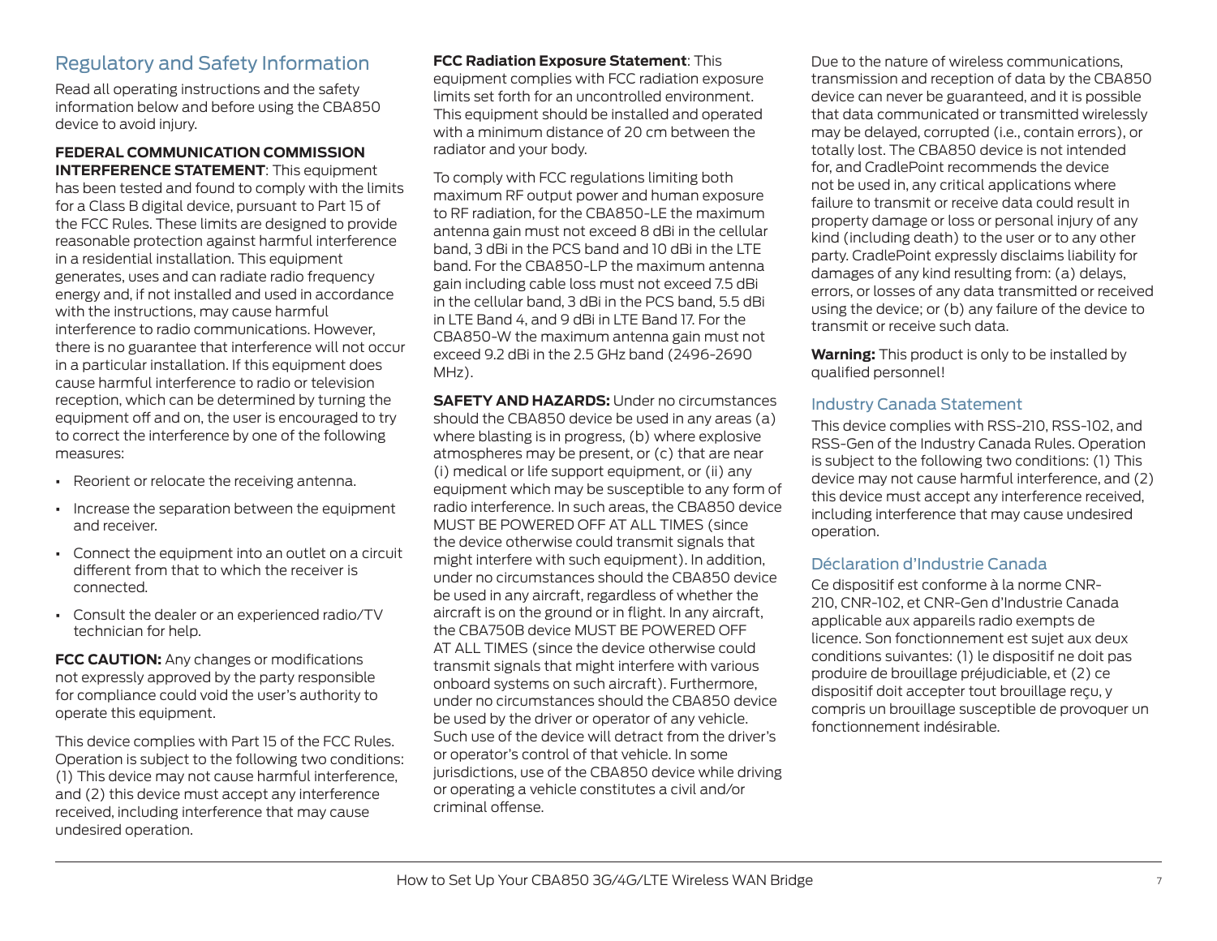## Regulatory and Safety Information

Read all operating instructions and the safety information below and before using the CBA850 device to avoid injury.

**FEDERAL COMMUNICATION COMMISSION INTERFERENCE STATEMENT**: This equipment has been tested and found to comply with the limits for a Class B digital device, pursuant to Part 15 of the FCC Rules. These limits are designed to provide reasonable protection against harmful interference in a residential installation. This equipment generates, uses and can radiate radio frequency energy and, if not installed and used in accordance with the instructions, may cause harmful interference to radio communications. However, there is no guarantee that interference will not occur in a particular installation. If this equipment does cause harmful interference to radio or television reception, which can be determined by turning the equipment off and on, the user is encouraged to try to correct the interference by one of the following measures:

- Reorient or relocate the receiving antenna.
- Increase the separation between the equipment and receiver.
- Connect the equipment into an outlet on a circuit different from that to which the receiver is connected.
- Consult the dealer or an experienced radio/TV technician for help.

**FCC CAUTION:** Any changes or modifications not expressly approved by the party responsible for compliance could void the user's authority to operate this equipment.

This device complies with Part 15 of the FCC Rules. Operation is subject to the following two conditions: (1) This device may not cause harmful interference, and (2) this device must accept any interference received, including interference that may cause undesired operation.

**FCC Radiation Exposure Statement**: This equipment complies with FCC radiation exposure limits set forth for an uncontrolled environment. This equipment should be installed and operated with a minimum distance of 20 cm between the radiator and your body.

To comply with FCC regulations limiting both maximum RF output power and human exposure to RF radiation, for the CBA850-LE the maximum antenna gain must not exceed 8 dBi in the cellular band, 3 dBi in the PCS band and 10 dBi in the LTE band. For the CBA850-LP the maximum antenna gain including cable loss must not exceed 7.5 dBi in the cellular band, 3 dBi in the PCS band, 5.5 dBi in LTE Band 4, and 9 dBi in LTE Band 17. For the CBA850-W the maximum antenna gain must not exceed 9.2 dBi in the 2.5 GHz band (2496-2690 MHz).

**SAFETY AND HAZARDS:** Under no circumstances should the CBA850 device be used in any areas (a) where blasting is in progress, (b) where explosive atmospheres may be present, or (c) that are near (i) medical or life support equipment, or (ii) any equipment which may be susceptible to any form of radio interference. In such areas, the CBA850 device MUST BE POWERED OFF AT ALL TIMES (since the device otherwise could transmit signals that might interfere with such equipment). In addition, under no circumstances should the CBA850 device be used in any aircraft, regardless of whether the aircraft is on the ground or in flight. In any aircraft, the CBA750B device MUST BE POWERED OFF AT ALL TIMES (since the device otherwise could transmit signals that might interfere with various onboard systems on such aircraft). Furthermore, under no circumstances should the CBA850 device be used by the driver or operator of any vehicle. Such use of the device will detract from the driver's or operator's control of that vehicle. In some jurisdictions, use of the CBA850 device while driving or operating a vehicle constitutes a civil and/or criminal offense.

Due to the nature of wireless communications, transmission and reception of data by the CBA850 device can never be guaranteed, and it is possible that data communicated or transmitted wirelessly may be delayed, corrupted (i.e., contain errors), or totally lost. The CBA850 device is not intended for, and CradlePoint recommends the device not be used in, any critical applications where failure to transmit or receive data could result in property damage or loss or personal injury of any kind (including death) to the user or to any other party. CradlePoint expressly disclaims liability for damages of any kind resulting from: (a) delays, errors, or losses of any data transmitted or received using the device; or (b) any failure of the device to transmit or receive such data.

**Warning:** This product is only to be installed by qualified personnel!

### Industry Canada Statement

This device complies with RSS-210, RSS-102, and RSS-Gen of the Industry Canada Rules. Operation is subject to the following two conditions: (1) This device may not cause harmful interference, and (2) this device must accept any interference received, including interference that may cause undesired operation.

### Déclaration d'Industrie Canada

Ce dispositif est conforme à la norme CNR-210, CNR-102, et CNR-Gen d'Industrie Canada applicable aux appareils radio exempts de licence. Son fonctionnement est sujet aux deux conditions suivantes: (1) le dispositif ne doit pas produire de brouillage préjudiciable, et (2) ce dispositif doit accepter tout brouillage reçu, y compris un brouillage susceptible de provoquer un fonctionnement indésirable.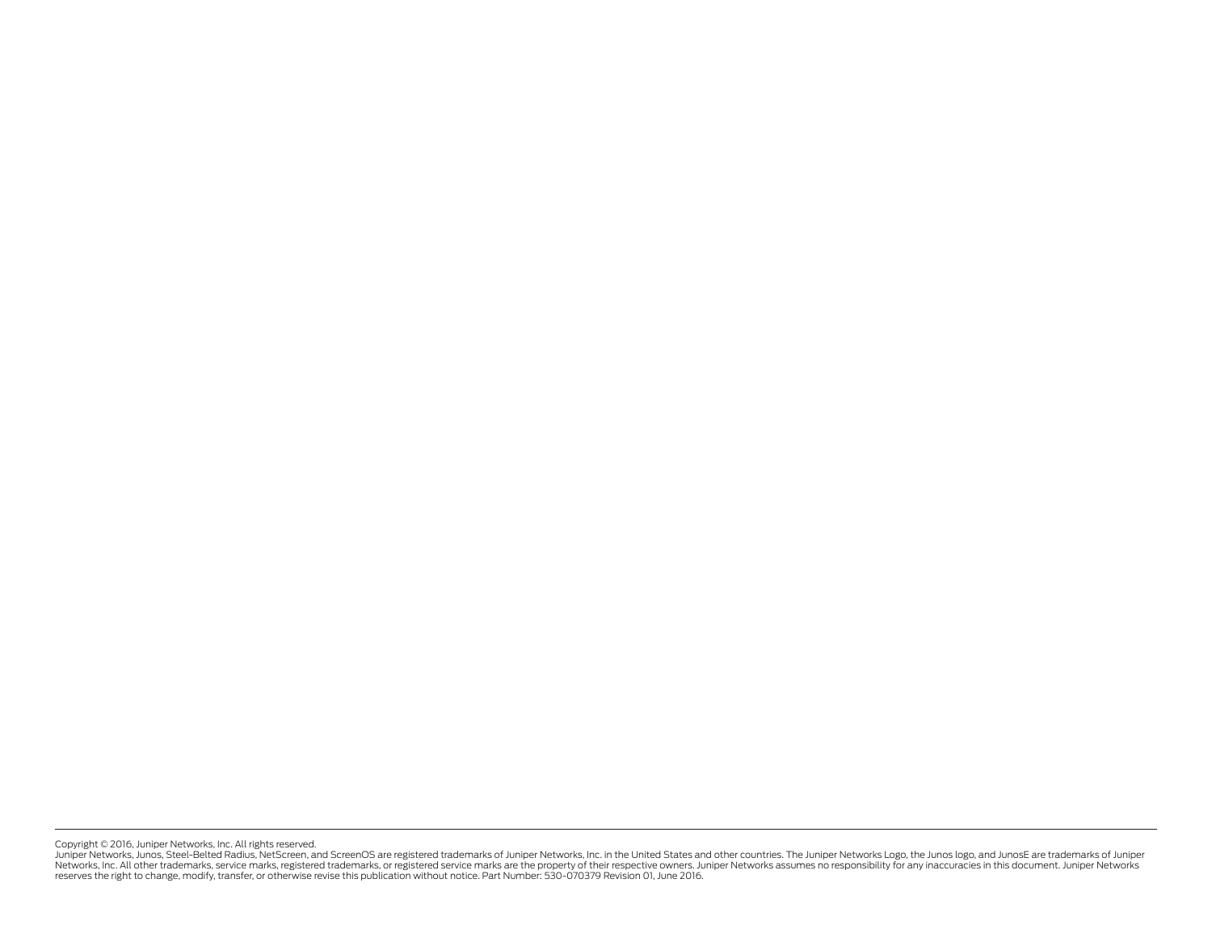Copyright © 2016, Juniper Networks, Inc. All rights reserved.
Juniper Networks, Junos, Steel-Belted Radius, NetScreen, and ScreenOS are registered trademarks of Juniper Networks, Inc. in the United States and other countries. The Juniper Networks Logo, the Junos logo, and JunosE are trademarks of Juniper Networks, Inc. All other trademarks, service marks, registered trademarks, or registered service marks are the property of their respective owners. Juniper Networks assumes no responsibility for any inaccuracies in this document. Juniper Networks reserves the right to change, modify, transfer, or otherwise revise this publication without notice. Part Number: 530-070379 Revision 01, June 2016.